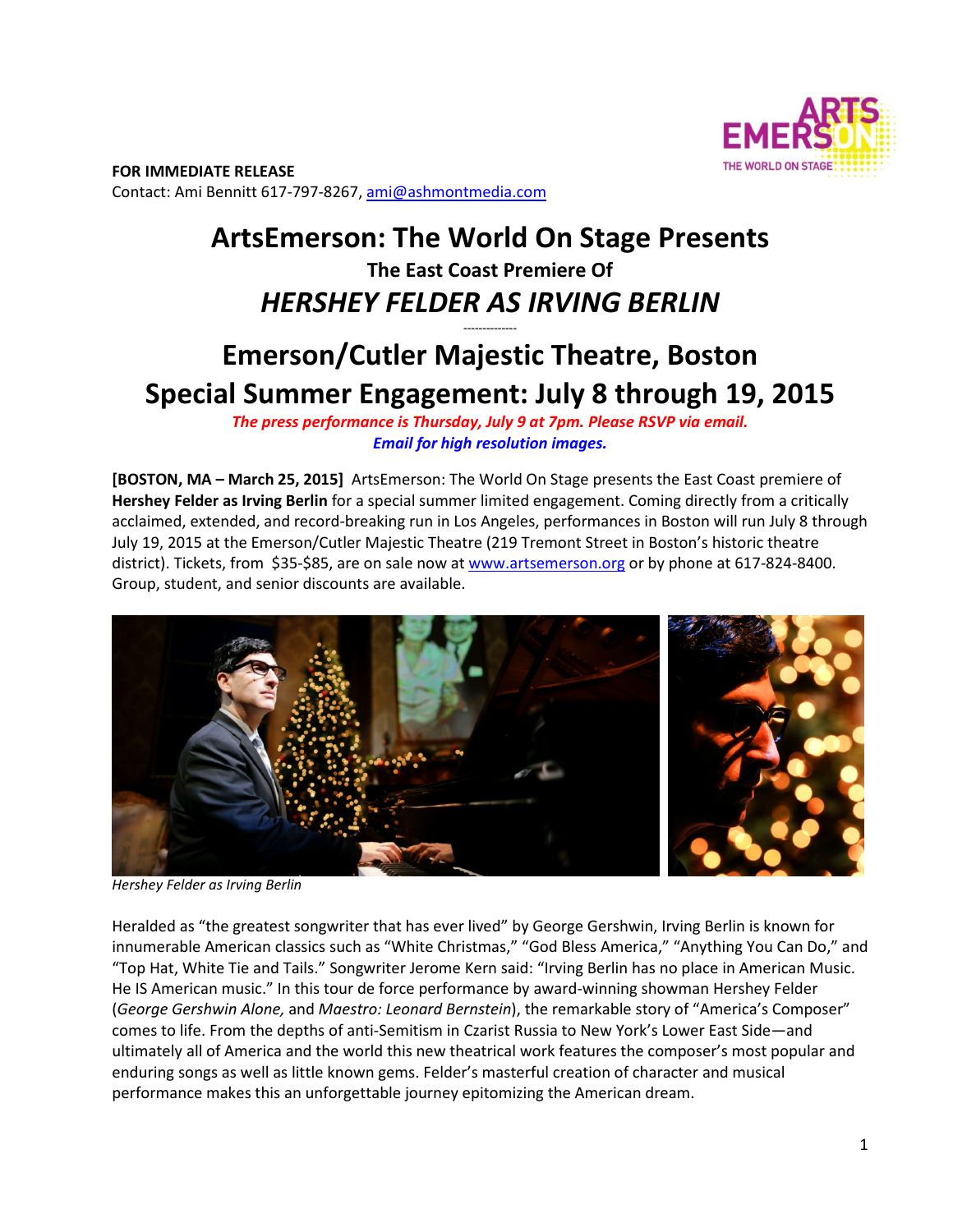**FOR IMMEDIATE RELEASE**
Contact: Ami Bennitt 617-797-8267, ami@ashmontmedia.com

# ArtsEmerson: The World On Stage Presents

### The East Coast Premiere Of

## *HERSHEY FELDER AS IRVING BERLIN*

-------------

## Emerson/Cutler Majestic Theatre, Boston

## Special Summer Engagement: July 8 through 19, 2015

***The press performance is Thursday, July 9 at 7pm. Please RSVP via email.***

***Email for high resolution images.***

**[BOSTON, MA – March 25, 2015]** ArtsEmerson: The World On Stage presents the East Coast premiere of **Hershey Felder as Irving Berlin** for a special summer limited engagement. Coming directly from a critically acclaimed, extended, and record-breaking run in Los Angeles, performances in Boston will run July 8 through July 19, 2015 at the Emerson/Cutler Majestic Theatre (219 Tremont Street in Boston's historic theatre district). Tickets, from $35-$85, are on sale now at www.artsemerson.org or by phone at 617-824-8400. Group, student, and senior discounts are available.

*Hershey Felder as Irving Berlin*

Heralded as "the greatest songwriter that has ever lived" by George Gershwin, Irving Berlin is known for innumerable American classics such as "White Christmas," "God Bless America," "Anything You Can Do," and "Top Hat, White Tie and Tails." Songwriter Jerome Kern said: "Irving Berlin has no place in American Music. He IS American music." In this tour de force performance by award-winning showman Hershey Felder (*George Gershwin Alone,* and *Maestro: Leonard Bernstein*), the remarkable story of "America's Composer" comes to life. From the depths of anti-Semitism in Czarist Russia to New York's Lower East Side—and ultimately all of America and the world this new theatrical work features the composer's most popular and enduring songs as well as little known gems. Felder's masterful creation of character and musical performance makes this an unforgettable journey epitomizing the American dream.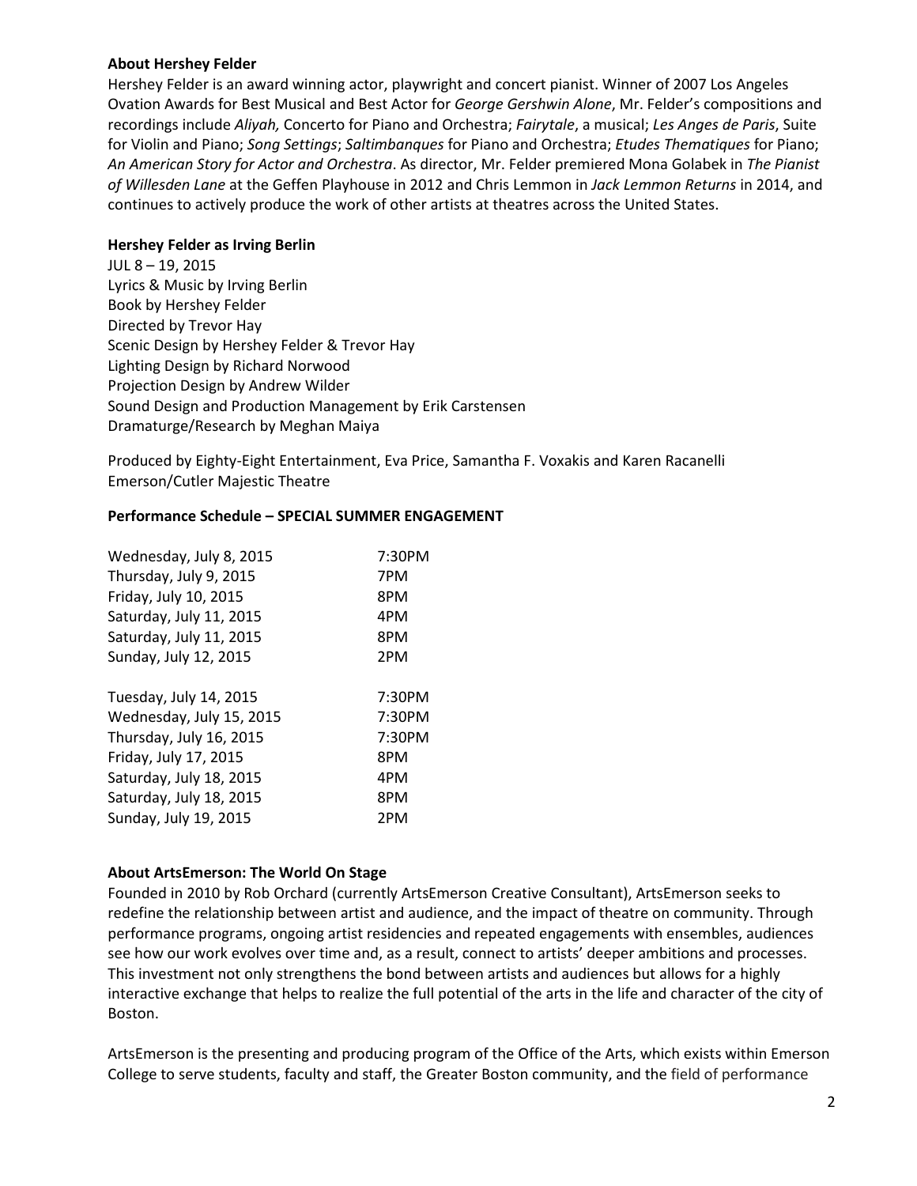**About Hershey Felder**

Hershey Felder is an award winning actor, playwright and concert pianist. Winner of 2007 Los Angeles Ovation Awards for Best Musical and Best Actor for *George Gershwin Alone*, Mr. Felder's compositions and recordings include *Aliyah,* Concerto for Piano and Orchestra; *Fairytale*, a musical; *Les Anges de Paris*, Suite for Violin and Piano; *Song Settings*; *Saltimbanques* for Piano and Orchestra; *Etudes Thematiques* for Piano; *An American Story for Actor and Orchestra*. As director, Mr. Felder premiered Mona Golabek in *The Pianist of Willesden Lane* at the Geffen Playhouse in 2012 and Chris Lemmon in *Jack Lemmon Returns* in 2014, and continues to actively produce the work of other artists at theatres across the United States.

**Hershey Felder as Irving Berlin**

JUL 8 – 19, 2015
Lyrics & Music by Irving Berlin
Book by Hershey Felder
Directed by Trevor Hay
Scenic Design by Hershey Felder & Trevor Hay
Lighting Design by Richard Norwood
Projection Design by Andrew Wilder
Sound Design and Production Management by Erik Carstensen
Dramaturge/Research by Meghan Maiya

Produced by Eighty-Eight Entertainment, Eva Price, Samantha F. Voxakis and Karen Racanelli
Emerson/Cutler Majestic Theatre

**Performance Schedule – SPECIAL SUMMER ENGAGEMENT**

| | |
|---|---|
| Wednesday, July 8, 2015 | 7:30PM |
| Thursday, July 9, 2015 | 7PM |
| Friday, July 10, 2015 | 8PM |
| Saturday, July 11, 2015 | 4PM |
| Saturday, July 11, 2015 | 8PM |
| Sunday, July 12, 2015 | 2PM |
| | |
| Tuesday, July 14, 2015 | 7:30PM |
| Wednesday, July 15, 2015 | 7:30PM |
| Thursday, July 16, 2015 | 7:30PM |
| Friday, July 17, 2015 | 8PM |
| Saturday, July 18, 2015 | 4PM |
| Saturday, July 18, 2015 | 8PM |
| Sunday, July 19, 2015 | 2PM |

**About ArtsEmerson: The World On Stage**

Founded in 2010 by Rob Orchard (currently ArtsEmerson Creative Consultant), ArtsEmerson seeks to redefine the relationship between artist and audience, and the impact of theatre on community. Through performance programs, ongoing artist residencies and repeated engagements with ensembles, audiences see how our work evolves over time and, as a result, connect to artists' deeper ambitions and processes. This investment not only strengthens the bond between artists and audiences but allows for a highly interactive exchange that helps to realize the full potential of the arts in the life and character of the city of Boston.

ArtsEmerson is the presenting and producing program of the Office of the Arts, which exists within Emerson College to serve students, faculty and staff, the Greater Boston community, and the field of performance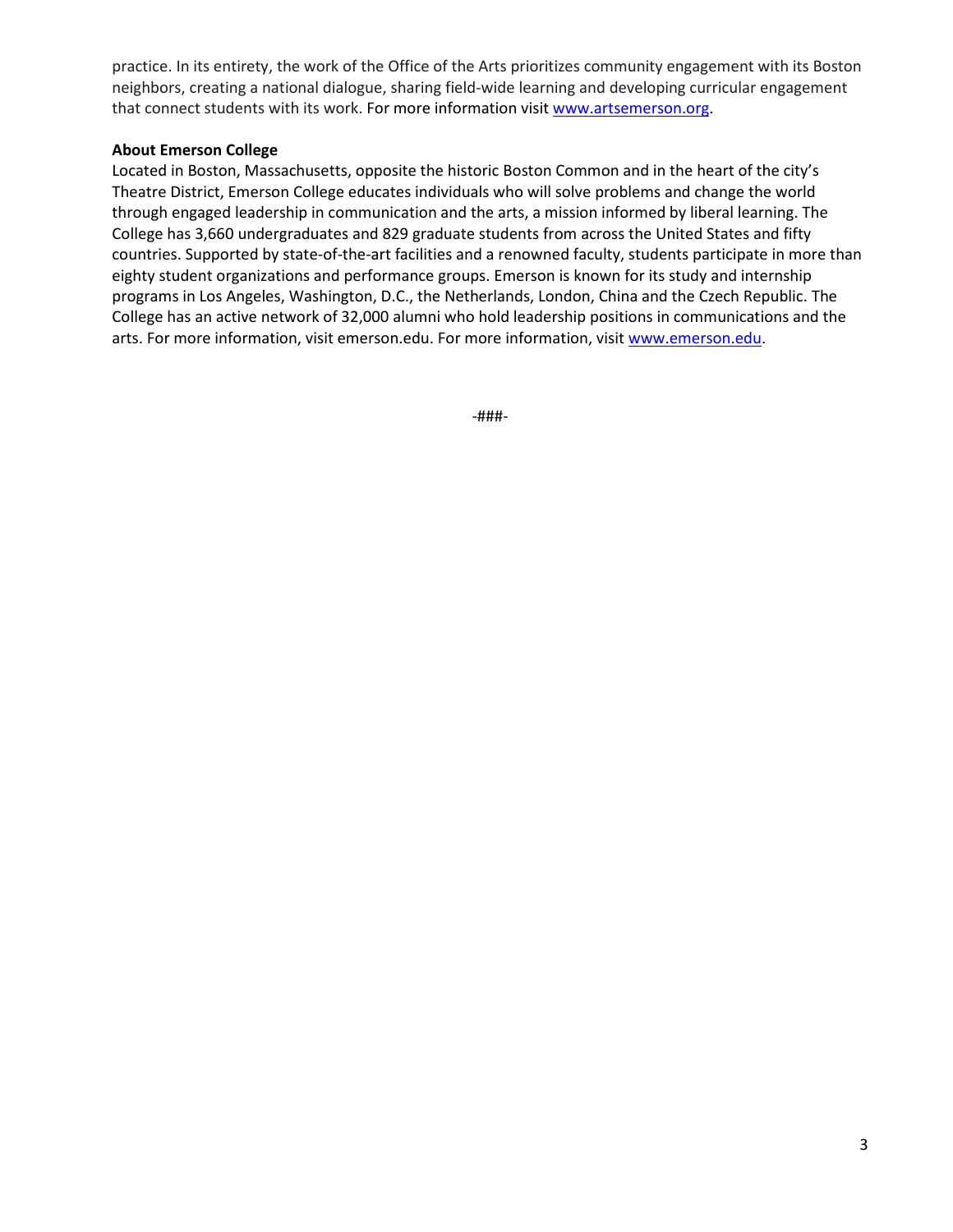practice. In its entirety, the work of the Office of the Arts prioritizes community engagement with its Boston neighbors, creating a national dialogue, sharing field-wide learning and developing curricular engagement that connect students with its work. For more information visit [www.artsemerson.org](http://www.artsemerson.org).

**About Emerson College**

Located in Boston, Massachusetts, opposite the historic Boston Common and in the heart of the city's Theatre District, Emerson College educates individuals who will solve problems and change the world through engaged leadership in communication and the arts, a mission informed by liberal learning. The College has 3,660 undergraduates and 829 graduate students from across the United States and fifty countries. Supported by state-of-the-art facilities and a renowned faculty, students participate in more than eighty student organizations and performance groups. Emerson is known for its study and internship programs in Los Angeles, Washington, D.C., the Netherlands, London, China and the Czech Republic. The College has an active network of 32,000 alumni who hold leadership positions in communications and the arts. For more information, visit emerson.edu. For more information, visit [www.emerson.edu](http://www.emerson.edu).

-###-